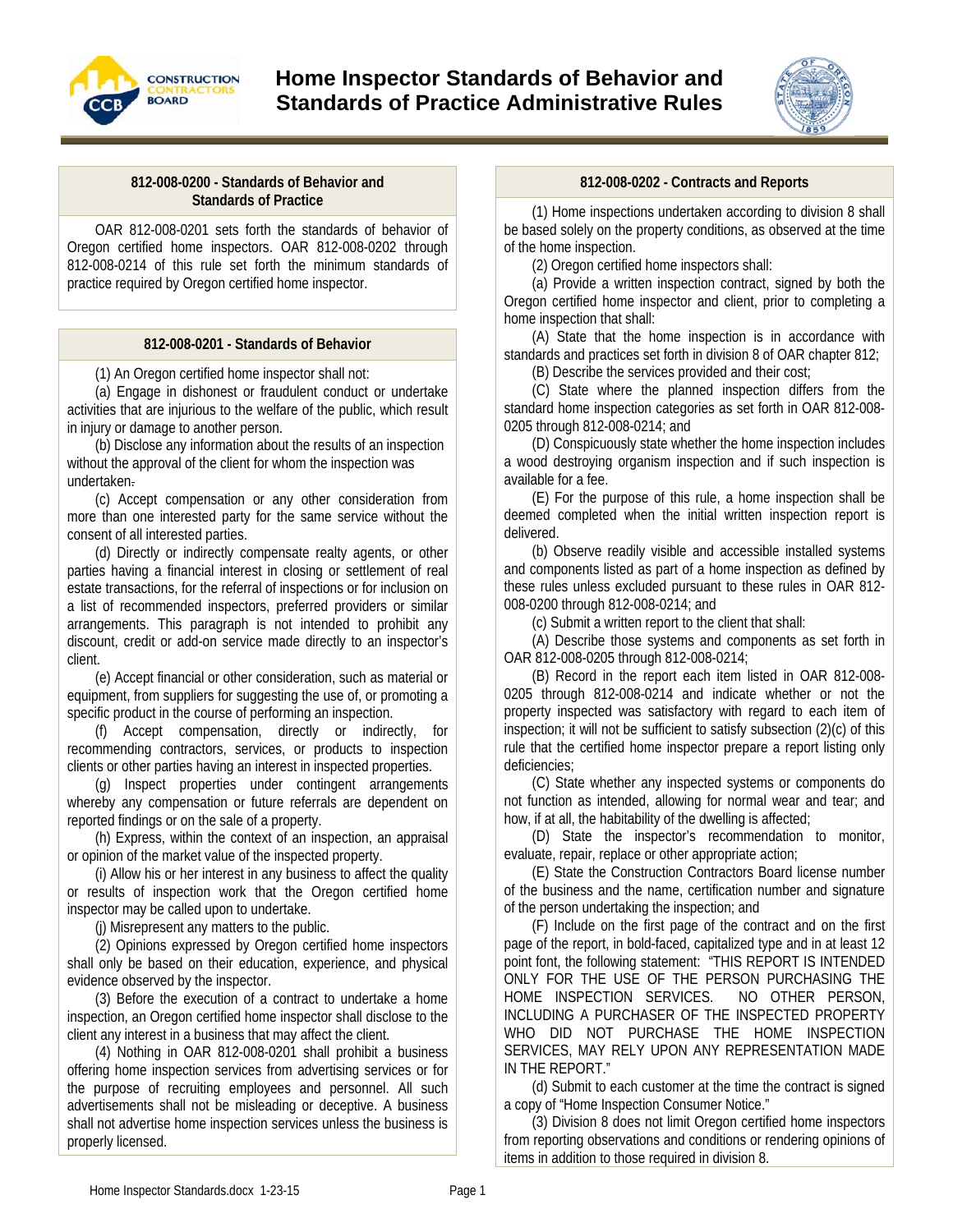# Home Inspector Standards of Behavior and Standards of Practice Administrative Rules

## 812-008-0200 - Standards of Behavior and Standards of Practice

OAR 812-008-0201 sets forth the standards of behavior of Oregon certified home inspectors. OAR 812-008-0202 through 812-008-0214 of this rule set forth the minimum standards of practice required by Oregon certified home inspector.

## 812-008-0201 - Standards of Behavior

(1) An Oregon certified home inspector shall not:

(a) Engage in dishonest or fraudulent conduct or undertake activities that are injurious to the welfare of the public, which result in injury or damage to another person.

(b) Disclose any information about the results of an inspection without the approval of the client for whom the inspection was undertaken.

(c) Accept compensation or any other consideration from more than one interested party for the same service without the consent of all interested parties.

(d) Directly or indirectly compensate realty agents, or other parties having a financial interest in closing or settlement of real estate transactions, for the referral of inspections or for inclusion on a list of recommended inspectors, preferred providers or similar arrangements. This paragraph is not intended to prohibit any discount, credit or add-on service made directly to an inspector's client.

(e) Accept financial or other consideration, such as material or equipment, from suppliers for suggesting the use of, or promoting a specific product in the course of performing an inspection.

(f) Accept compensation, directly or indirectly, for recommending contractors, services, or products to inspection clients or other parties having an interest in inspected properties.

(g) Inspect properties under contingent arrangements whereby any compensation or future referrals are dependent on reported findings or on the sale of a property.

(h) Express, within the context of an inspection, an appraisal or opinion of the market value of the inspected property.

(i) Allow his or her interest in any business to affect the quality or results of inspection work that the Oregon certified home inspector may be called upon to undertake.

(j) Misrepresent any matters to the public.

(2) Opinions expressed by Oregon certified home inspectors shall only be based on their education, experience, and physical evidence observed by the inspector.

(3) Before the execution of a contract to undertake a home inspection, an Oregon certified home inspector shall disclose to the client any interest in a business that may affect the client.

(4) Nothing in OAR 812-008-0201 shall prohibit a business offering home inspection services from advertising services or for the purpose of recruiting employees and personnel. All such advertisements shall not be misleading or deceptive. A business shall not advertise home inspection services unless the business is properly licensed.

## 812-008-0202 - Contracts and Reports

(1) Home inspections undertaken according to division 8 shall be based solely on the property conditions, as observed at the time of the home inspection.

(2) Oregon certified home inspectors shall:

(a) Provide a written inspection contract, signed by both the Oregon certified home inspector and client, prior to completing a home inspection that shall:

(A) State that the home inspection is in accordance with standards and practices set forth in division 8 of OAR chapter 812;

(B) Describe the services provided and their cost;

(C) State where the planned inspection differs from the standard home inspection categories as set forth in OAR 812-008-0205 through 812-008-0214; and

(D) Conspicuously state whether the home inspection includes a wood destroying organism inspection and if such inspection is available for a fee.

(E) For the purpose of this rule, a home inspection shall be deemed completed when the initial written inspection report is delivered.

(b) Observe readily visible and accessible installed systems and components listed as part of a home inspection as defined by these rules unless excluded pursuant to these rules in OAR 812-008-0200 through 812-008-0214; and

(c) Submit a written report to the client that shall:

(A) Describe those systems and components as set forth in OAR 812-008-0205 through 812-008-0214;

(B) Record in the report each item listed in OAR 812-008-0205 through 812-008-0214 and indicate whether or not the property inspected was satisfactory with regard to each item of inspection; it will not be sufficient to satisfy subsection (2)(c) of this rule that the certified home inspector prepare a report listing only deficiencies;

(C) State whether any inspected systems or components do not function as intended, allowing for normal wear and tear; and how, if at all, the habitability of the dwelling is affected;

(D) State the inspector's recommendation to monitor, evaluate, repair, replace or other appropriate action;

(E) State the Construction Contractors Board license number of the business and the name, certification number and signature of the person undertaking the inspection; and

(F) Include on the first page of the contract and on the first page of the report, in bold-faced, capitalized type and in at least 12 point font, the following statement: "THIS REPORT IS INTENDED ONLY FOR THE USE OF THE PERSON PURCHASING THE HOME INSPECTION SERVICES. NO OTHER PERSON, INCLUDING A PURCHASER OF THE INSPECTED PROPERTY WHO DID NOT PURCHASE THE HOME INSPECTION SERVICES, MAY RELY UPON ANY REPRESENTATION MADE IN THE REPORT."

(d) Submit to each customer at the time the contract is signed a copy of "Home Inspection Consumer Notice."

(3) Division 8 does not limit Oregon certified home inspectors from reporting observations and conditions or rendering opinions of items in addition to those required in division 8.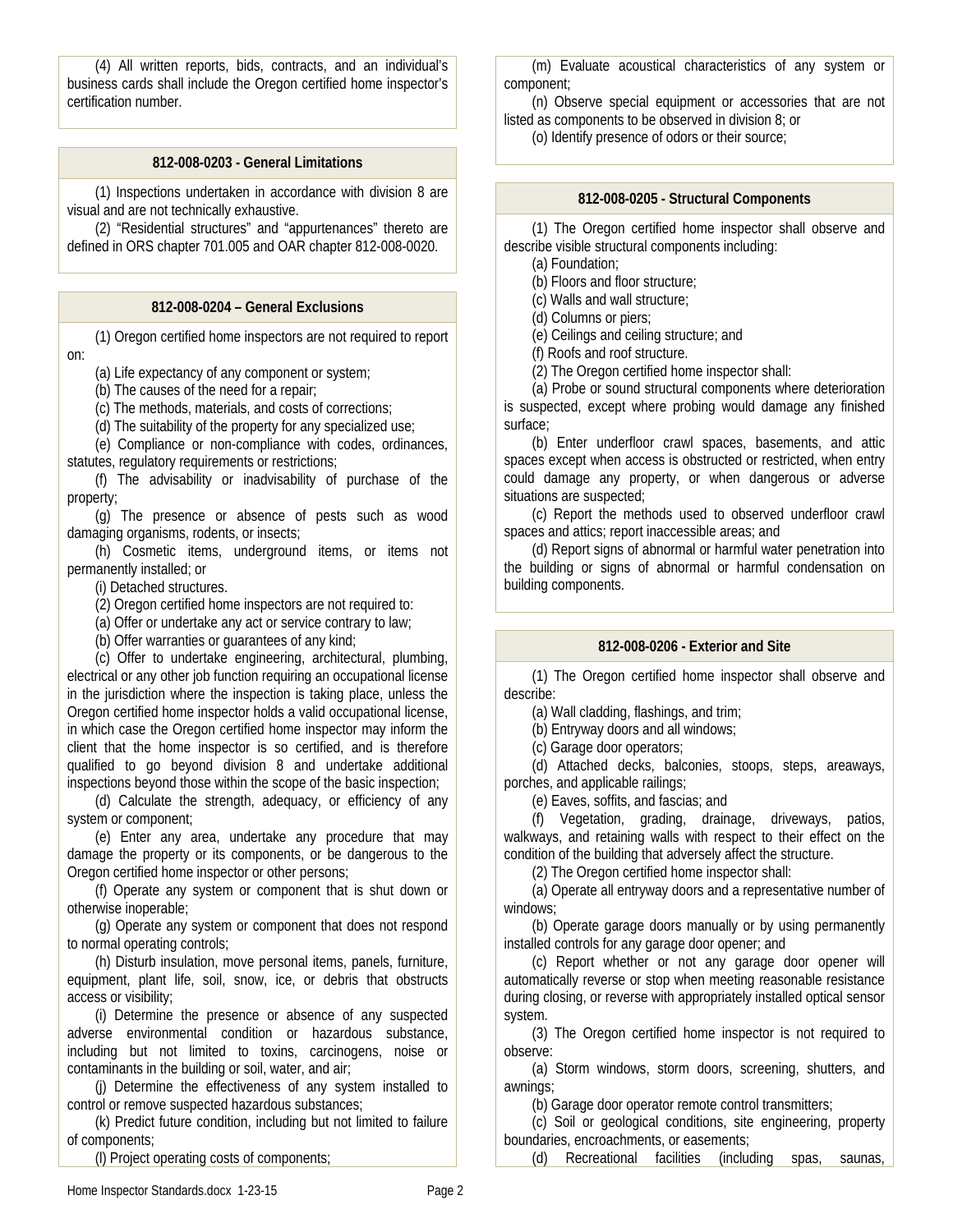(4) All written reports, bids, contracts, and an individual's business cards shall include the Oregon certified home inspector's certification number.

### 812-008-0203 - General Limitations

(1) Inspections undertaken in accordance with division 8 are visual and are not technically exhaustive.

(2) "Residential structures" and "appurtenances" thereto are defined in ORS chapter 701.005 and OAR chapter 812-008-0020.

### 812-008-0204 – General Exclusions

(1) Oregon certified home inspectors are not required to report on:

(a) Life expectancy of any component or system;

(b) The causes of the need for a repair;

(c) The methods, materials, and costs of corrections;

(d) The suitability of the property for any specialized use;

(e) Compliance or non-compliance with codes, ordinances, statutes, regulatory requirements or restrictions;

(f) The advisability or inadvisability of purchase of the property;

(g) The presence or absence of pests such as wood damaging organisms, rodents, or insects;

(h) Cosmetic items, underground items, or items not permanently installed; or

(i) Detached structures.

(2) Oregon certified home inspectors are not required to:

(a) Offer or undertake any act or service contrary to law;

(b) Offer warranties or guarantees of any kind;

(c) Offer to undertake engineering, architectural, plumbing, electrical or any other job function requiring an occupational license in the jurisdiction where the inspection is taking place, unless the Oregon certified home inspector holds a valid occupational license, in which case the Oregon certified home inspector may inform the client that the home inspector is so certified, and is therefore qualified to go beyond division 8 and undertake additional inspections beyond those within the scope of the basic inspection;

(d) Calculate the strength, adequacy, or efficiency of any system or component;

(e) Enter any area, undertake any procedure that may damage the property or its components, or be dangerous to the Oregon certified home inspector or other persons;

(f) Operate any system or component that is shut down or otherwise inoperable;

(g) Operate any system or component that does not respond to normal operating controls;

(h) Disturb insulation, move personal items, panels, furniture, equipment, plant life, soil, snow, ice, or debris that obstructs access or visibility;

(i) Determine the presence or absence of any suspected adverse environmental condition or hazardous substance, including but not limited to toxins, carcinogens, noise or contaminants in the building or soil, water, and air;

(j) Determine the effectiveness of any system installed to control or remove suspected hazardous substances;

(k) Predict future condition, including but not limited to failure of components;

(l) Project operating costs of components;

(m) Evaluate acoustical characteristics of any system or component;

(n) Observe special equipment or accessories that are not listed as components to be observed in division 8; or

(o) Identify presence of odors or their source;

### 812-008-0205 - Structural Components

(1) The Oregon certified home inspector shall observe and describe visible structural components including:

(a) Foundation;

(b) Floors and floor structure;

(c) Walls and wall structure;

(d) Columns or piers;

(e) Ceilings and ceiling structure; and

(f) Roofs and roof structure.

(2) The Oregon certified home inspector shall:

(a) Probe or sound structural components where deterioration is suspected, except where probing would damage any finished surface;

(b) Enter underfloor crawl spaces, basements, and attic spaces except when access is obstructed or restricted, when entry could damage any property, or when dangerous or adverse situations are suspected;

(c) Report the methods used to observed underfloor crawl spaces and attics; report inaccessible areas; and

(d) Report signs of abnormal or harmful water penetration into the building or signs of abnormal or harmful condensation on building components.

### 812-008-0206 - Exterior and Site

(1) The Oregon certified home inspector shall observe and describe:

(a) Wall cladding, flashings, and trim;

(b) Entryway doors and all windows;

(c) Garage door operators;

(d) Attached decks, balconies, stoops, steps, areaways, porches, and applicable railings;

(e) Eaves, soffits, and fascias; and

(f) Vegetation, grading, drainage, driveways, patios, walkways, and retaining walls with respect to their effect on the condition of the building that adversely affect the structure.

(2) The Oregon certified home inspector shall:

(a) Operate all entryway doors and a representative number of windows;

(b) Operate garage doors manually or by using permanently installed controls for any garage door opener; and

(c) Report whether or not any garage door opener will automatically reverse or stop when meeting reasonable resistance during closing, or reverse with appropriately installed optical sensor system.

(3) The Oregon certified home inspector is not required to observe:

(a) Storm windows, storm doors, screening, shutters, and awnings;

(b) Garage door operator remote control transmitters;

(c) Soil or geological conditions, site engineering, property boundaries, encroachments, or easements;

(d) Recreational facilities (including spas, saunas,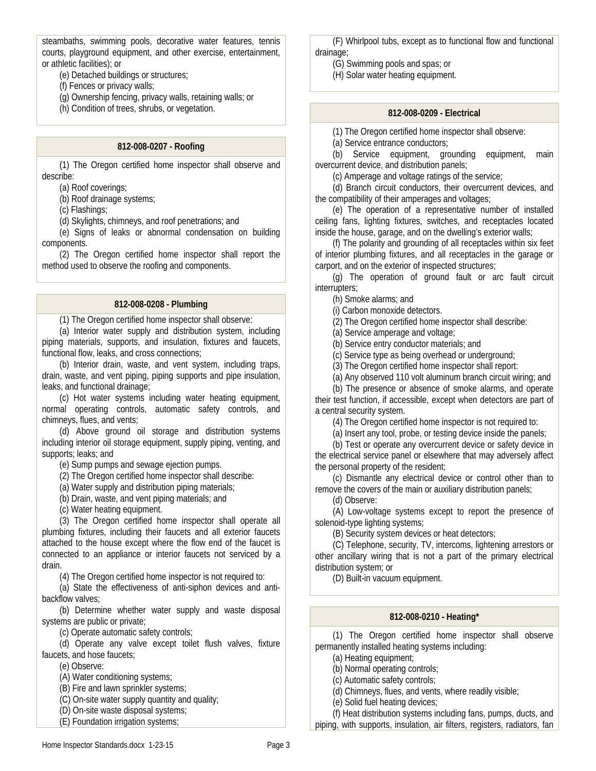steambaths, swimming pools, decorative water features, tennis courts, playground equipment, and other exercise, entertainment, or athletic facilities); or

(e) Detached buildings or structures;

(f) Fences or privacy walls;

(g) Ownership fencing, privacy walls, retaining walls; or

(h) Condition of trees, shrubs, or vegetation.

## 812-008-0207 - Roofing

(1) The Oregon certified home inspector shall observe and describe:

(a) Roof coverings;

(b) Roof drainage systems;

(c) Flashings;

(d) Skylights, chimneys, and roof penetrations; and

(e) Signs of leaks or abnormal condensation on building components.

(2) The Oregon certified home inspector shall report the method used to observe the roofing and components.

## 812-008-0208 - Plumbing

(1) The Oregon certified home inspector shall observe:

(a) Interior water supply and distribution system, including piping materials, supports, and insulation, fixtures and faucets, functional flow, leaks, and cross connections;

(b) Interior drain, waste, and vent system, including traps, drain, waste, and vent piping, piping supports and pipe insulation, leaks, and functional drainage;

(c) Hot water systems including water heating equipment, normal operating controls, automatic safety controls, and chimneys, flues, and vents;

(d) Above ground oil storage and distribution systems including interior oil storage equipment, supply piping, venting, and supports; leaks; and

(e) Sump pumps and sewage ejection pumps.

(2) The Oregon certified home inspector shall describe:

(a) Water supply and distribution piping materials;

(b) Drain, waste, and vent piping materials; and

(c) Water heating equipment.

(3) The Oregon certified home inspector shall operate all plumbing fixtures, including their faucets and all exterior faucets attached to the house except where the flow end of the faucet is connected to an appliance or interior faucets not serviced by a drain.

(4) The Oregon certified home inspector is not required to:

(a) State the effectiveness of anti-siphon devices and anti-backflow valves;

(b) Determine whether water supply and waste disposal systems are public or private;

(c) Operate automatic safety controls;

(d) Operate any valve except toilet flush valves, fixture faucets, and hose faucets;

(e) Observe:

(A) Water conditioning systems;

(B) Fire and lawn sprinkler systems;

(C) On-site water supply quantity and quality;

(D) On-site waste disposal systems;

(E) Foundation irrigation systems;

(F) Whirlpool tubs, except as to functional flow and functional drainage;

(G) Swimming pools and spas; or

(H) Solar water heating equipment.

## 812-008-0209 - Electrical

(1) The Oregon certified home inspector shall observe:

(a) Service entrance conductors;

(b) Service equipment, grounding equipment, main overcurrent device, and distribution panels;

(c) Amperage and voltage ratings of the service;

(d) Branch circuit conductors, their overcurrent devices, and the compatibility of their amperages and voltages;

(e) The operation of a representative number of installed ceiling fans, lighting fixtures, switches, and receptacles located inside the house, garage, and on the dwelling's exterior walls;

(f) The polarity and grounding of all receptacles within six feet of interior plumbing fixtures, and all receptacles in the garage or carport, and on the exterior of inspected structures;

(g) The operation of ground fault or arc fault circuit interrupters;

(h) Smoke alarms; and

(i) Carbon monoxide detectors.

(2) The Oregon certified home inspector shall describe:

(a) Service amperage and voltage;

(b) Service entry conductor materials; and

(c) Service type as being overhead or underground;

(3) The Oregon certified home inspector shall report:

(a) Any observed 110 volt aluminum branch circuit wiring; and

(b) The presence or absence of smoke alarms, and operate their test function, if accessible, except when detectors are part of a central security system.

(4) The Oregon certified home inspector is not required to:

(a) Insert any tool, probe, or testing device inside the panels;

(b) Test or operate any overcurrent device or safety device in the electrical service panel or elsewhere that may adversely affect the personal property of the resident;

(c) Dismantle any electrical device or control other than to remove the covers of the main or auxiliary distribution panels;

(d) Observe:

(A) Low-voltage systems except to report the presence of solenoid-type lighting systems;

(B) Security system devices or heat detectors;

(C) Telephone, security, TV, intercoms, lightening arrestors or other ancillary wiring that is not a part of the primary electrical distribution system; or

(D) Built-in vacuum equipment.

## 812-008-0210 - Heating*

(1) The Oregon certified home inspector shall observe permanently installed heating systems including:

(a) Heating equipment;

(b) Normal operating controls;

(c) Automatic safety controls;

(d) Chimneys, flues, and vents, where readily visible;

(e) Solid fuel heating devices;

(f) Heat distribution systems including fans, pumps, ducts, and piping, with supports, insulation, air filters, registers, radiators, fan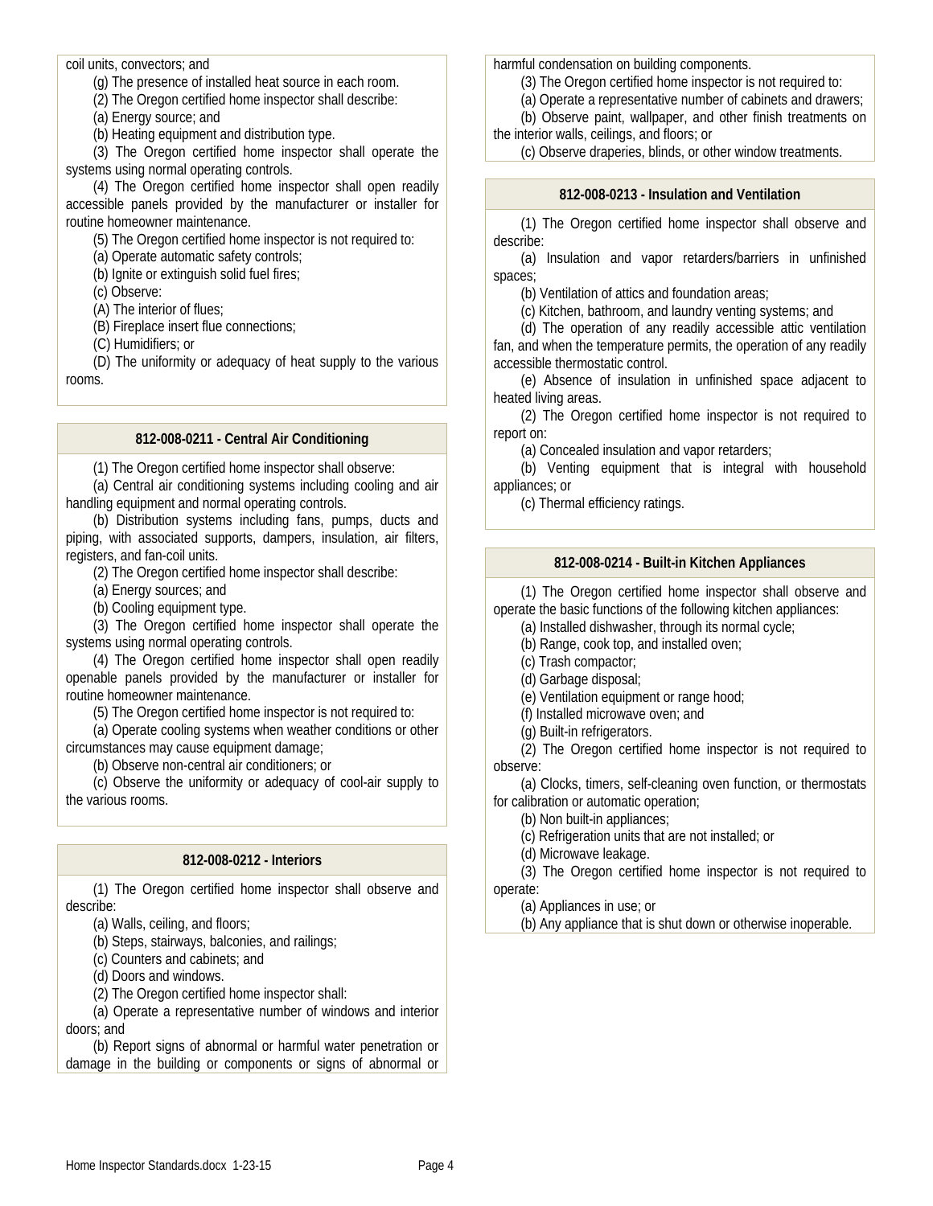coil units, convectors; and

(g) The presence of installed heat source in each room.

(2) The Oregon certified home inspector shall describe:

(a) Energy source; and

(b) Heating equipment and distribution type.

(3) The Oregon certified home inspector shall operate the systems using normal operating controls.

(4) The Oregon certified home inspector shall open readily accessible panels provided by the manufacturer or installer for routine homeowner maintenance.

(5) The Oregon certified home inspector is not required to:

(a) Operate automatic safety controls;

(b) Ignite or extinguish solid fuel fires;

(c) Observe:

(A) The interior of flues;

(B) Fireplace insert flue connections;

(C) Humidifiers; or

(D) The uniformity or adequacy of heat supply to the various rooms.

### 812-008-0211 - Central Air Conditioning

(1) The Oregon certified home inspector shall observe:

(a) Central air conditioning systems including cooling and air handling equipment and normal operating controls.

(b) Distribution systems including fans, pumps, ducts and piping, with associated supports, dampers, insulation, air filters, registers, and fan-coil units.

(2) The Oregon certified home inspector shall describe:

(a) Energy sources; and

(b) Cooling equipment type.

(3) The Oregon certified home inspector shall operate the systems using normal operating controls.

(4) The Oregon certified home inspector shall open readily openable panels provided by the manufacturer or installer for routine homeowner maintenance.

(5) The Oregon certified home inspector is not required to:

(a) Operate cooling systems when weather conditions or other circumstances may cause equipment damage;

(b) Observe non-central air conditioners; or

(c) Observe the uniformity or adequacy of cool-air supply to the various rooms.

### 812-008-0212 - Interiors

(1) The Oregon certified home inspector shall observe and describe:

(a) Walls, ceiling, and floors;

(b) Steps, stairways, balconies, and railings;

(c) Counters and cabinets; and

(d) Doors and windows.

(2) The Oregon certified home inspector shall:

(a) Operate a representative number of windows and interior doors; and

(b) Report signs of abnormal or harmful water penetration or damage in the building or components or signs of abnormal or harmful condensation on building components.

(3) The Oregon certified home inspector is not required to:

(a) Operate a representative number of cabinets and drawers;

(b) Observe paint, wallpaper, and other finish treatments on the interior walls, ceilings, and floors; or

(c) Observe draperies, blinds, or other window treatments.

### 812-008-0213 - Insulation and Ventilation

(1) The Oregon certified home inspector shall observe and describe:

(a) Insulation and vapor retarders/barriers in unfinished spaces;

(b) Ventilation of attics and foundation areas;

(c) Kitchen, bathroom, and laundry venting systems; and

(d) The operation of any readily accessible attic ventilation fan, and when the temperature permits, the operation of any readily accessible thermostatic control.

(e) Absence of insulation in unfinished space adjacent to heated living areas.

(2) The Oregon certified home inspector is not required to report on:

(a) Concealed insulation and vapor retarders;

(b) Venting equipment that is integral with household appliances; or

(c) Thermal efficiency ratings.

### 812-008-0214 - Built-in Kitchen Appliances

(1) The Oregon certified home inspector shall observe and operate the basic functions of the following kitchen appliances:

(a) Installed dishwasher, through its normal cycle;

(b) Range, cook top, and installed oven;

(c) Trash compactor;

(d) Garbage disposal;

(e) Ventilation equipment or range hood;

(f) Installed microwave oven; and

(g) Built-in refrigerators.

(2) The Oregon certified home inspector is not required to observe:

(a) Clocks, timers, self-cleaning oven function, or thermostats for calibration or automatic operation;

(b) Non built-in appliances;

(c) Refrigeration units that are not installed; or

(d) Microwave leakage.

(3) The Oregon certified home inspector is not required to operate:

(a) Appliances in use; or

(b) Any appliance that is shut down or otherwise inoperable.